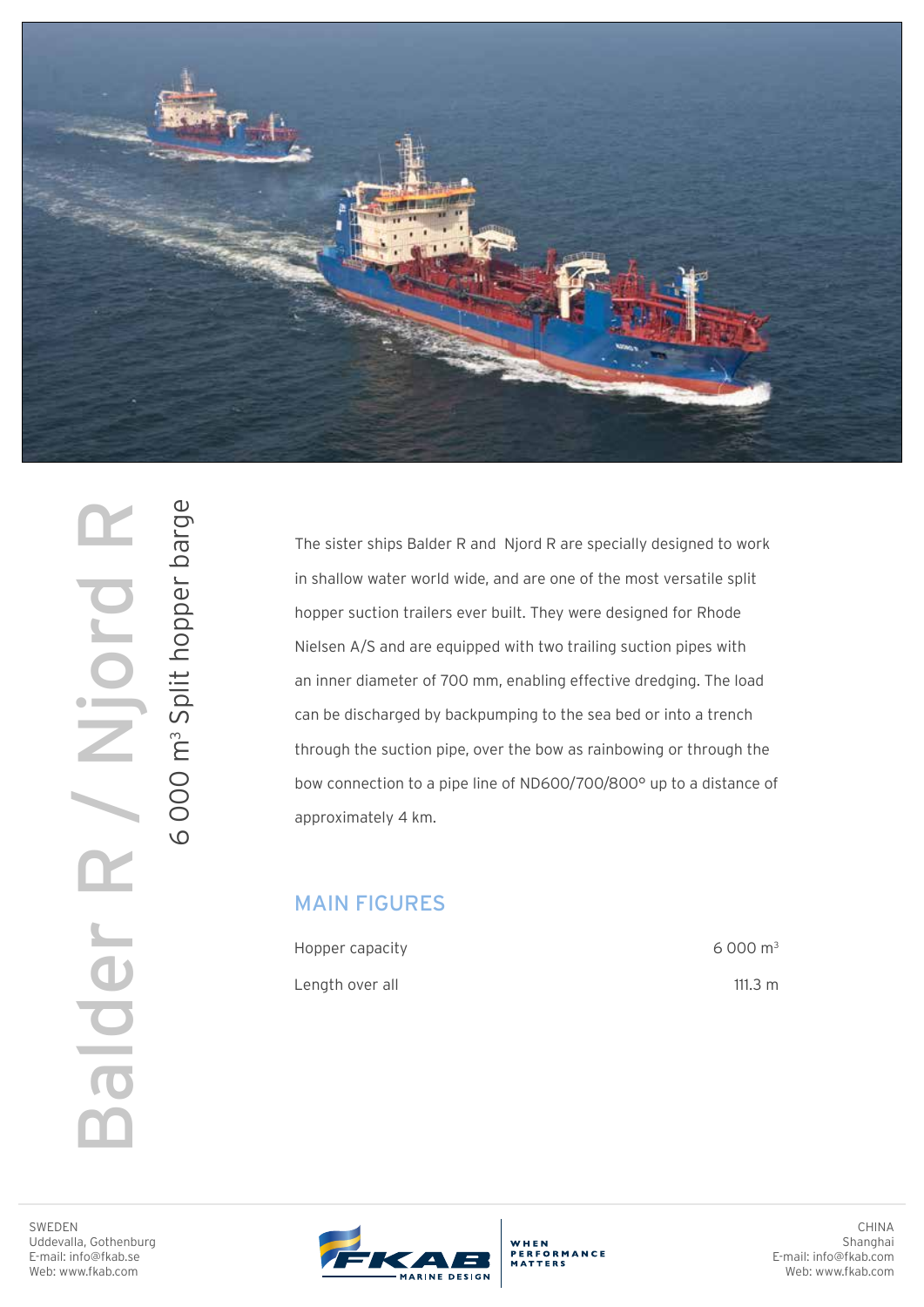# Balder R / Njord R

## 6 000 m³ Split hopper barge

The sister ships Balder R and Njord R are specially designed to work in shallow water world wide, and are one of the most versatile split hopper suction trailers ever built. They were designed for Rhode Nielsen A/S and are equipped with two trailing suction pipes with an inner diameter of 700 mm, enabling effective dredging. The load can be discharged by backpumping to the sea bed or into a trench through the suction pipe, over the bow as rainbowing or through the bow connection to a pipe line of ND600/700/800° up to a distance of approximately 4 km.

## MAIN FIGURES

| | |
|---|---|
| Hopper capacity | 6 000 m³ |
| Length over all | 111.3 m |

SWEDEN
Uddevalla, Gothenburg
E-mail: info@fkab.se
Web: www.fkab.com

FKAB MARINE DESIGN — WHEN PERFORMANCE MATTERS

CHINA
Shanghai
E-mail: info@fkab.com
Web: www.fkab.com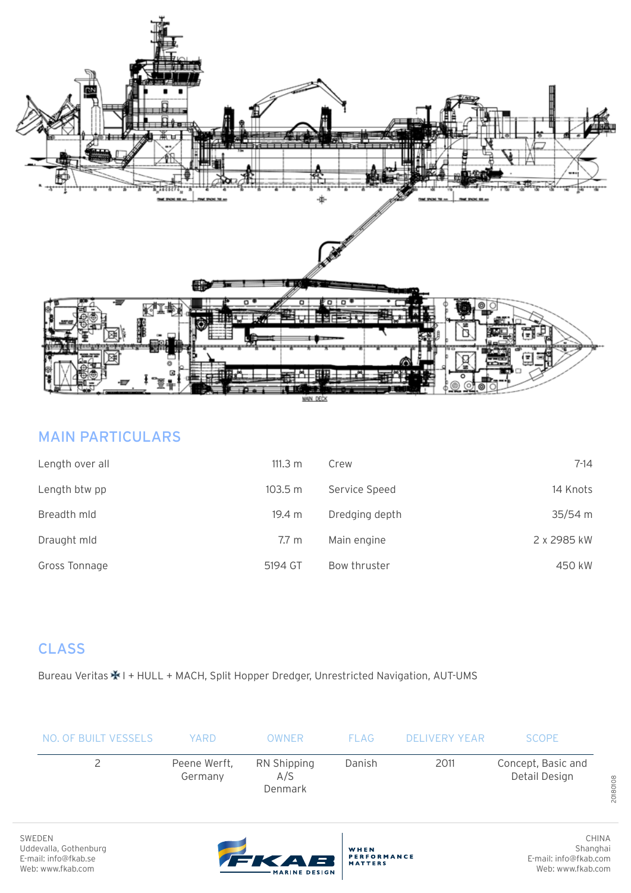## MAIN PARTICULARS

| | | | |
|---|---|---|---|
| Length over all | 111.3 m | Crew | 7-14 |
| Length btw pp | 103.5 m | Service Speed | 14 Knots |
| Breadth mld | 19.4 m | Dredging depth | 35/54 m |
| Draught mld | 7.7 m | Main engine | 2 x 2985 kW |
| Gross Tonnage | 5194 GT | Bow thruster | 450 kW |

## CLASS

Bureau Veritas ✠ I + HULL + MACH, Split Hopper Dredger, Unrestricted Navigation, AUT-UMS

| NO. OF BUILT VESSELS | YARD | OWNER | FLAG | DELIVERY YEAR | SCOPE |
|---|---|---|---|---|---|
| 2 | Peene Werft, Germany | RN Shipping A/S Denmark | Danish | 2011 | Concept, Basic and Detail Design |

20180108

SWEDEN
Uddevalla, Gothenburg
E-mail: info@fkab.se
Web: www.fkab.com

FKAB MARINE DESIGN — WHEN PERFORMANCE MATTERS

CHINA
Shanghai
E-mail: info@fkab.com
Web: www.fkab.com